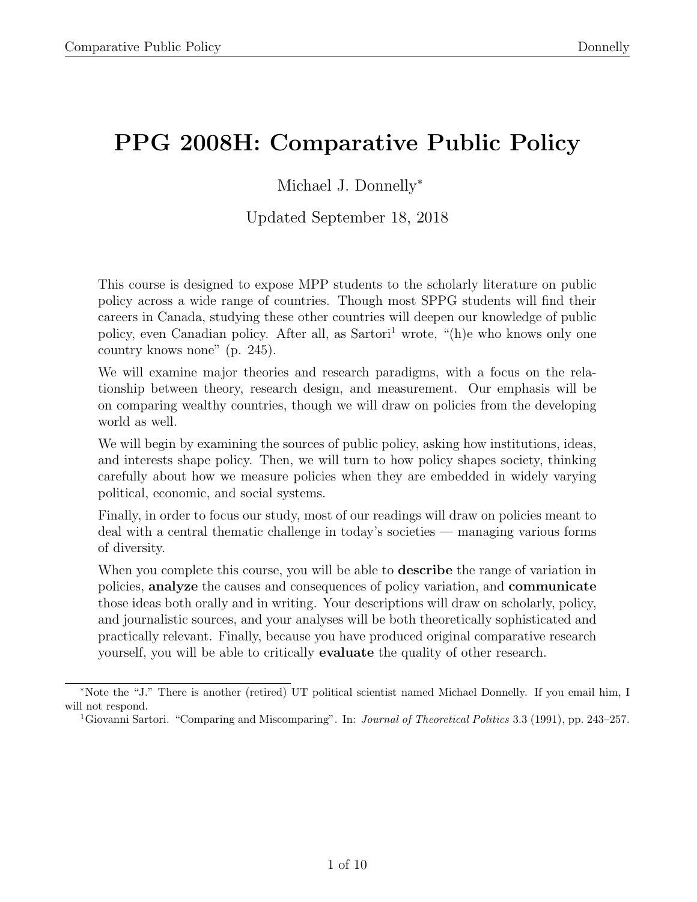# PPG 2008H: Comparative Public Policy

Michael J. Donnelly*

Updated September 18, 2018

This course is designed to expose MPP students to the scholarly literature on public policy across a wide range of countries. Though most SPPG students will find their careers in Canada, studying these other countries will deepen our knowledge of public policy, even Canadian policy. After all, as Sartori[1] wrote, "(h)e who knows only one country knows none" (p. 245).

We will examine major theories and research paradigms, with a focus on the relationship between theory, research design, and measurement. Our emphasis will be on comparing wealthy countries, though we will draw on policies from the developing world as well.

We will begin by examining the sources of public policy, asking how institutions, ideas, and interests shape policy. Then, we will turn to how policy shapes society, thinking carefully about how we measure policies when they are embedded in widely varying political, economic, and social systems.

Finally, in order to focus our study, most of our readings will draw on policies meant to deal with a central thematic challenge in today's societies — managing various forms of diversity.

When you complete this course, you will be able to **describe** the range of variation in policies, **analyze** the causes and consequences of policy variation, and **communicate** those ideas both orally and in writing. Your descriptions will draw on scholarly, policy, and journalistic sources, and your analyses will be both theoretically sophisticated and practically relevant. Finally, because you have produced original comparative research yourself, you will be able to critically **evaluate** the quality of other research.

---

*Note the "J." There is another (retired) UT political scientist named Michael Donnelly. If you email him, I will not respond.

[1] Giovanni Sartori. "Comparing and Miscomparing". In: *Journal of Theoretical Politics* 3.3 (1991), pp. 243–257.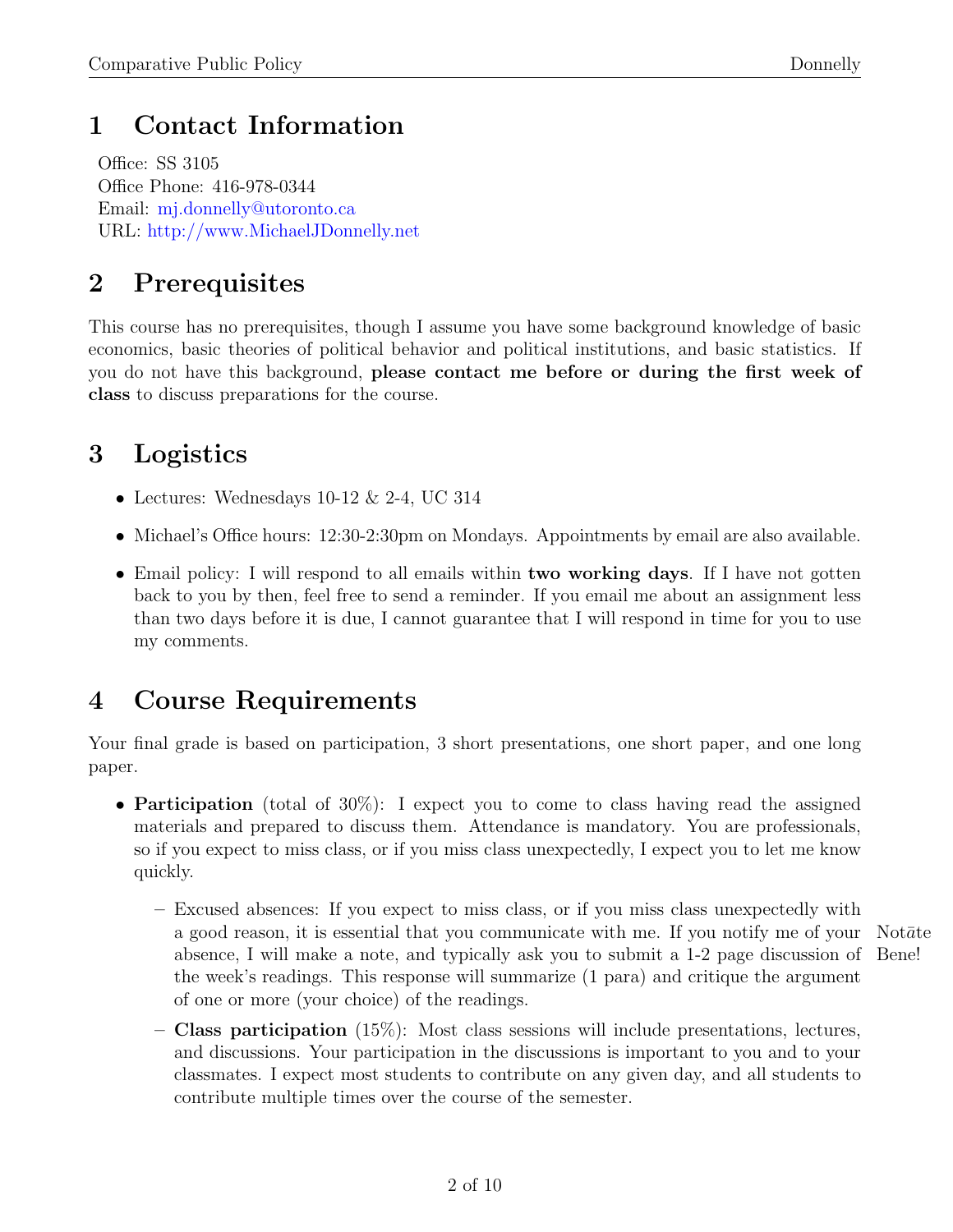## 1 Contact Information

Office: SS 3105
Office Phone: 416-978-0344
Email: mj.donnelly@utoronto.ca
URL: http://www.MichaelJDonnelly.net

## 2 Prerequisites

This course has no prerequisites, though I assume you have some background knowledge of basic economics, basic theories of political behavior and political institutions, and basic statistics. If you do not have this background, **please contact me before or during the first week of class** to discuss preparations for the course.

## 3 Logistics

- Lectures: Wednesdays 10-12 & 2-4, UC 314
- Michael's Office hours: 12:30-2:30pm on Mondays. Appointments by email are also available.
- Email policy: I will respond to all emails within **two working days**. If I have not gotten back to you by then, feel free to send a reminder. If you email me about an assignment less than two days before it is due, I cannot guarantee that I will respond in time for you to use my comments.

## 4 Course Requirements

Your final grade is based on participation, 3 short presentations, one short paper, and one long paper.

- **Participation** (total of 30%): I expect you to come to class having read the assigned materials and prepared to discuss them. Attendance is mandatory. You are professionals, so if you expect to miss class, or if you miss class unexpectedly, I expect you to let me know quickly.
  - Excused absences: If you expect to miss class, or if you miss class unexpectedly with a good reason, it is essential that you communicate with me. If you notify me of your absence, I will make a note, and typically ask you to submit a 1-2 page discussion of the week's readings. This response will summarize (1 para) and critique the argument of one or more (your choice) of the readings.

    Notāte Bene!
  - **Class participation** (15%): Most class sessions will include presentations, lectures, and discussions. Your participation in the discussions is important to you and to your classmates. I expect most students to contribute on any given day, and all students to contribute multiple times over the course of the semester.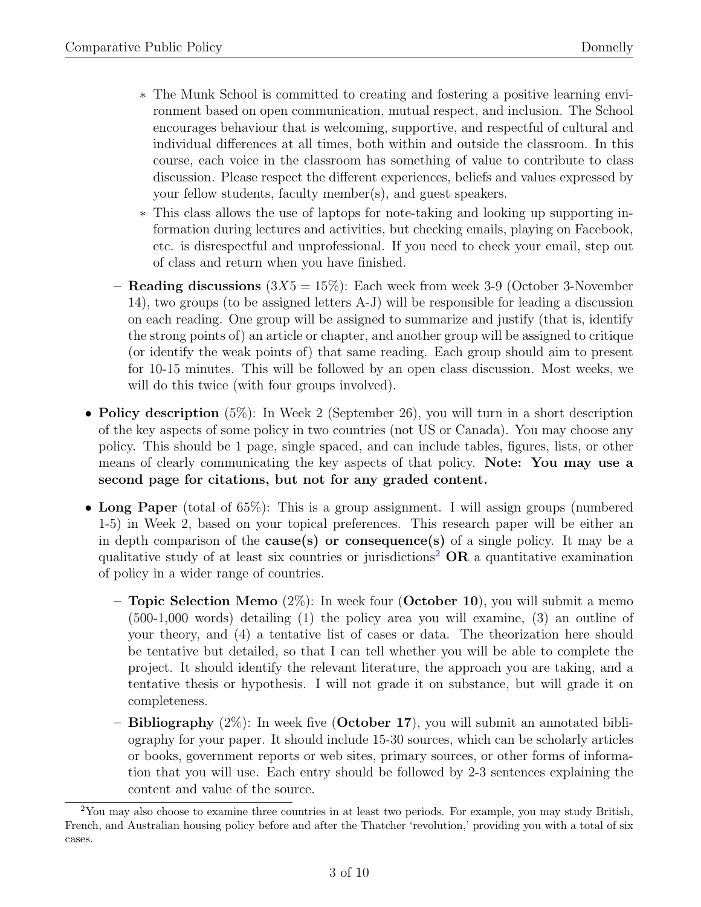* The Munk School is committed to creating and fostering a positive learning environment based on open communication, mutual respect, and inclusion. The School encourages behaviour that is welcoming, supportive, and respectful of cultural and individual differences at all times, both within and outside the classroom. In this course, each voice in the classroom has something of value to contribute to class discussion. Please respect the different experiences, beliefs and values expressed by your fellow students, faculty member(s), and guest speakers.
    * This class allows the use of laptops for note-taking and looking up supporting information during lectures and activities, but checking emails, playing on Facebook, etc. is disrespectful and unprofessional. If you need to check your email, step out of class and return when you have finished.
  - **Reading discussions** ($3X5 = 15\%$): Each week from week 3-9 (October 3-November 14), two groups (to be assigned letters A-J) will be responsible for leading a discussion on each reading. One group will be assigned to summarize and justify (that is, identify the strong points of) an article or chapter, and another group will be assigned to critique (or identify the weak points of) that same reading. Each group should aim to present for 10-15 minutes. This will be followed by an open class discussion. Most weeks, we will do this twice (with four groups involved).

- **Policy description** (5%): In Week 2 (September 26), you will turn in a short description of the key aspects of some policy in two countries (not US or Canada). You may choose any policy. This should be 1 page, single spaced, and can include tables, figures, lists, or other means of clearly communicating the key aspects of that policy. **Note: You may use a second page for citations, but not for any graded content.**
- **Long Paper** (total of 65%): This is a group assignment. I will assign groups (numbered 1-5) in Week 2, based on your topical preferences. This research paper will be either an in depth comparison of the **cause(s) or consequence(s)** of a single policy. It may be a qualitative study of at least six countries or jurisdictions[2] **OR** a quantitative examination of policy in a wider range of countries.
  - **Topic Selection Memo** (2%): In week four (**October 10**), you will submit a memo (500-1,000 words) detailing (1) the policy area you will examine, (3) an outline of your theory, and (4) a tentative list of cases or data. The theorization here should be tentative but detailed, so that I can tell whether you will be able to complete the project. It should identify the relevant literature, the approach you are taking, and a tentative thesis or hypothesis. I will not grade it on substance, but will grade it on completeness.
  - **Bibliography** (2%): In week five (**October 17**), you will submit an annotated bibliography for your paper. It should include 15-30 sources, which can be scholarly articles or books, government reports or web sites, primary sources, or other forms of information that you will use. Each entry should be followed by 2-3 sentences explaining the content and value of the source.

[2] You may also choose to examine three countries in at least two periods. For example, you may study British, French, and Australian housing policy before and after the Thatcher 'revolution,' providing you with a total of six cases.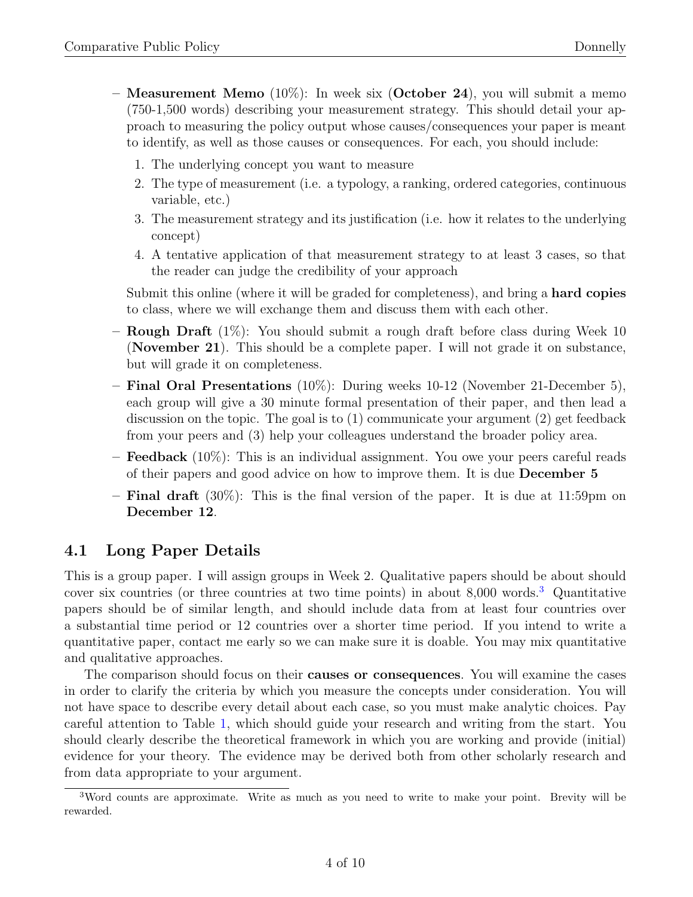- **Measurement Memo** (10%): In week six (**October 24**), you will submit a memo (750-1,500 words) describing your measurement strategy. This should detail your approach to measuring the policy output whose causes/consequences your paper is meant to identify, as well as those causes or consequences. For each, you should include:

  1. The underlying concept you want to measure
  2. The type of measurement (i.e. a typology, a ranking, ordered categories, continuous variable, etc.)
  3. The measurement strategy and its justification (i.e. how it relates to the underlying concept)
  4. A tentative application of that measurement strategy to at least 3 cases, so that the reader can judge the credibility of your approach

  Submit this online (where it will be graded for completeness), and bring a **hard copies** to class, where we will exchange them and discuss them with each other.

- **Rough Draft** (1%): You should submit a rough draft before class during Week 10 (**November 21**). This should be a complete paper. I will not grade it on substance, but will grade it on completeness.
- **Final Oral Presentations** (10%): During weeks 10-12 (November 21-December 5), each group will give a 30 minute formal presentation of their paper, and then lead a discussion on the topic. The goal is to (1) communicate your argument (2) get feedback from your peers and (3) help your colleagues understand the broader policy area.
- **Feedback** (10%): This is an individual assignment. You owe your peers careful reads of their papers and good advice on how to improve them. It is due **December 5**
- **Final draft** (30%): This is the final version of the paper. It is due at 11:59pm on **December 12**.

## 4.1 Long Paper Details

This is a group paper. I will assign groups in Week 2. Qualitative papers should be about should cover six countries (or three countries at two time points) in about 8,000 words.[3] Quantitative papers should be of similar length, and should include data from at least four countries over a substantial time period or 12 countries over a shorter time period. If you intend to write a quantitative paper, contact me early so we can make sure it is doable. You may mix quantitative and qualitative approaches.

The comparison should focus on their **causes or consequences**. You will examine the cases in order to clarify the criteria by which you measure the concepts under consideration. You will not have space to describe every detail about each case, so you must make analytic choices. Pay careful attention to Table 1, which should guide your research and writing from the start. You should clearly describe the theoretical framework in which you are working and provide (initial) evidence for your theory. The evidence may be derived both from other scholarly research and from data appropriate to your argument.

[3] Word counts are approximate. Write as much as you need to write to make your point. Brevity will be rewarded.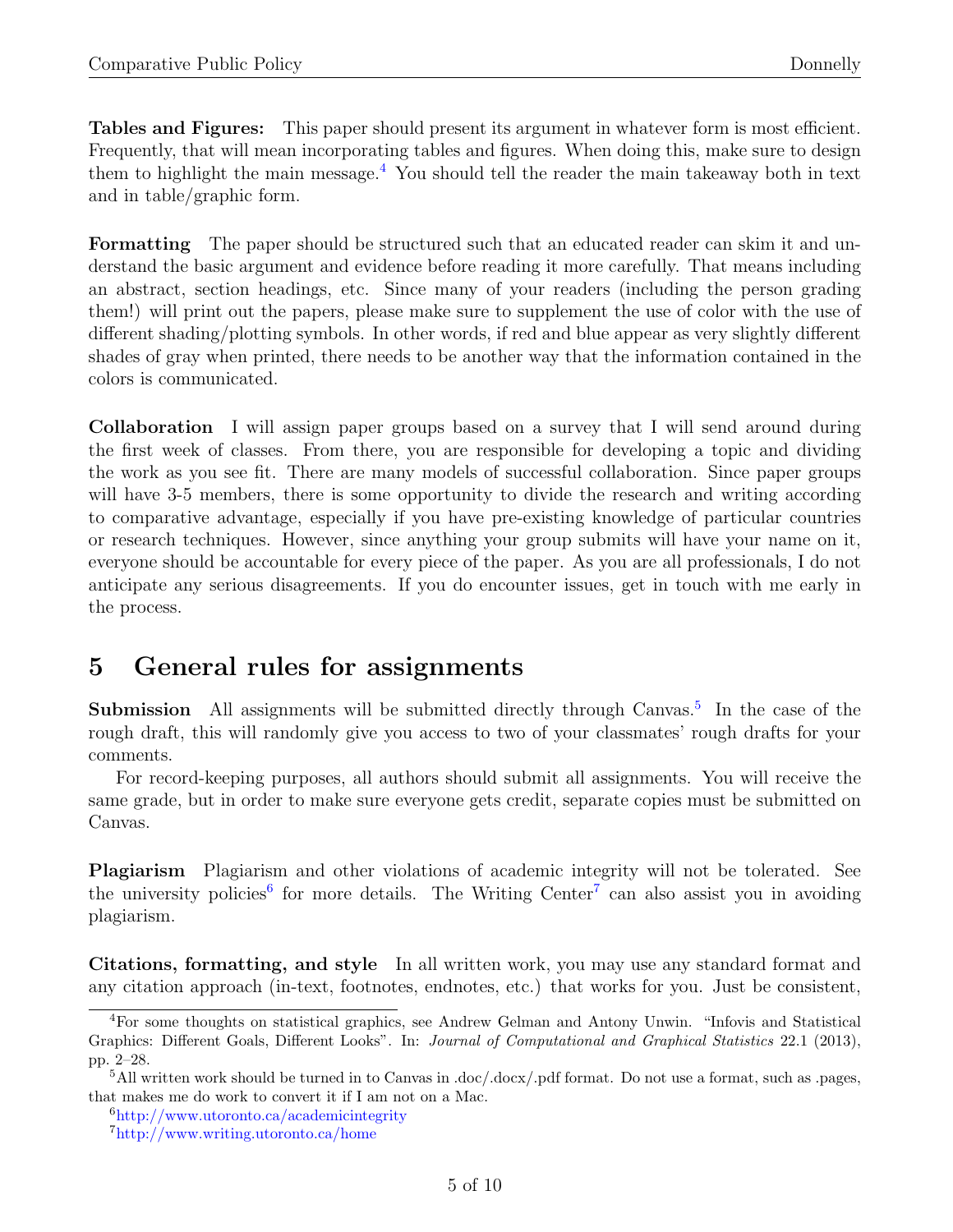**Tables and Figures:** This paper should present its argument in whatever form is most efficient. Frequently, that will mean incorporating tables and figures. When doing this, make sure to design them to highlight the main message.[4] You should tell the reader the main takeaway both in text and in table/graphic form.

**Formatting** The paper should be structured such that an educated reader can skim it and understand the basic argument and evidence before reading it more carefully. That means including an abstract, section headings, etc. Since many of your readers (including the person grading them!) will print out the papers, please make sure to supplement the use of color with the use of different shading/plotting symbols. In other words, if red and blue appear as very slightly different shades of gray when printed, there needs to be another way that the information contained in the colors is communicated.

**Collaboration** I will assign paper groups based on a survey that I will send around during the first week of classes. From there, you are responsible for developing a topic and dividing the work as you see fit. There are many models of successful collaboration. Since paper groups will have 3-5 members, there is some opportunity to divide the research and writing according to comparative advantage, especially if you have pre-existing knowledge of particular countries or research techniques. However, since anything your group submits will have your name on it, everyone should be accountable for every piece of the paper. As you are all professionals, I do not anticipate any serious disagreements. If you do encounter issues, get in touch with me early in the process.

# 5 General rules for assignments

**Submission** All assignments will be submitted directly through Canvas.[5] In the case of the rough draft, this will randomly give you access to two of your classmates' rough drafts for your comments.

For record-keeping purposes, all authors should submit all assignments. You will receive the same grade, but in order to make sure everyone gets credit, separate copies must be submitted on Canvas.

**Plagiarism** Plagiarism and other violations of academic integrity will not be tolerated. See the university policies[6] for more details. The Writing Center[7] can also assist you in avoiding plagiarism.

**Citations, formatting, and style** In all written work, you may use any standard format and any citation approach (in-text, footnotes, endnotes, etc.) that works for you. Just be consistent,

---

[4] For some thoughts on statistical graphics, see Andrew Gelman and Antony Unwin. "Infovis and Statistical Graphics: Different Goals, Different Looks". In: *Journal of Computational and Graphical Statistics* 22.1 (2013), pp. 2–28.

[5] All written work should be turned in to Canvas in .doc/.docx/.pdf format. Do not use a format, such as .pages, that makes me do work to convert it if I am not on a Mac.

[6] http://www.utoronto.ca/academicintegrity

[7] http://www.writing.utoronto.ca/home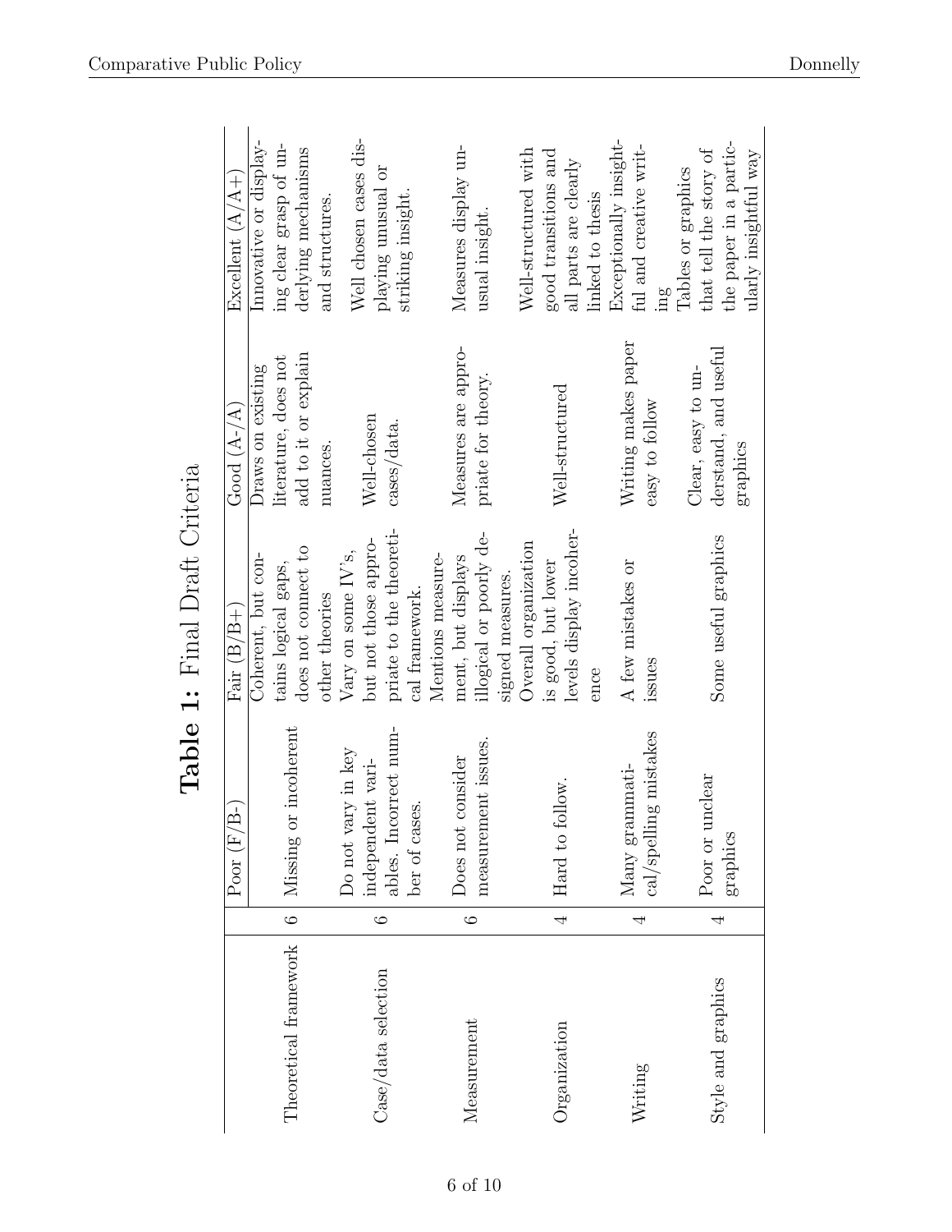**Table 1:** Final Draft Criteria

| | | Poor (F/B-) | Fair (B/B+) | Good (A-/A) | Excellent (A/A+) |
|---|---|---|---|---|---|
| Theoretical framework | 6 | Missing or incoherent | Coherent, but contains logical gaps, does not connect to other theories | Draws on existing literature, does not add to it or explain nuances. | Innovative or displaying clear grasp of underlying mechanisms and structures. |
| Case/data selection | 6 | Do not vary in key independent variables. Incorrect number of cases. | Vary on some IV's, but not those appropriate to the theoretical framework. | Well-chosen cases/data. | Well chosen cases displaying unusual or striking insight. |
| Measurement | 6 | Does not consider measurement issues. | Mentions measurement, but displays illogical or poorly designed measures. | Measures are appropriate for theory. | Measures display unusual insight. |
| Organization | 4 | Hard to follow. | Overall organization is good, but lower levels display incoherence | Well-structured | Well-structured with good transitions and all parts are clearly linked to thesis |
| Writing | 4 | Many grammatical/spelling mistakes | A few mistakes or issues | Writing makes paper easy to follow | Exceptionally insightful and creative writing |
| Style and graphics | 4 | Poor or unclear graphics | Some useful graphics | Clear, easy to understand, and useful graphics | Tables or graphics that tell the story of the paper in a particularly insightful way |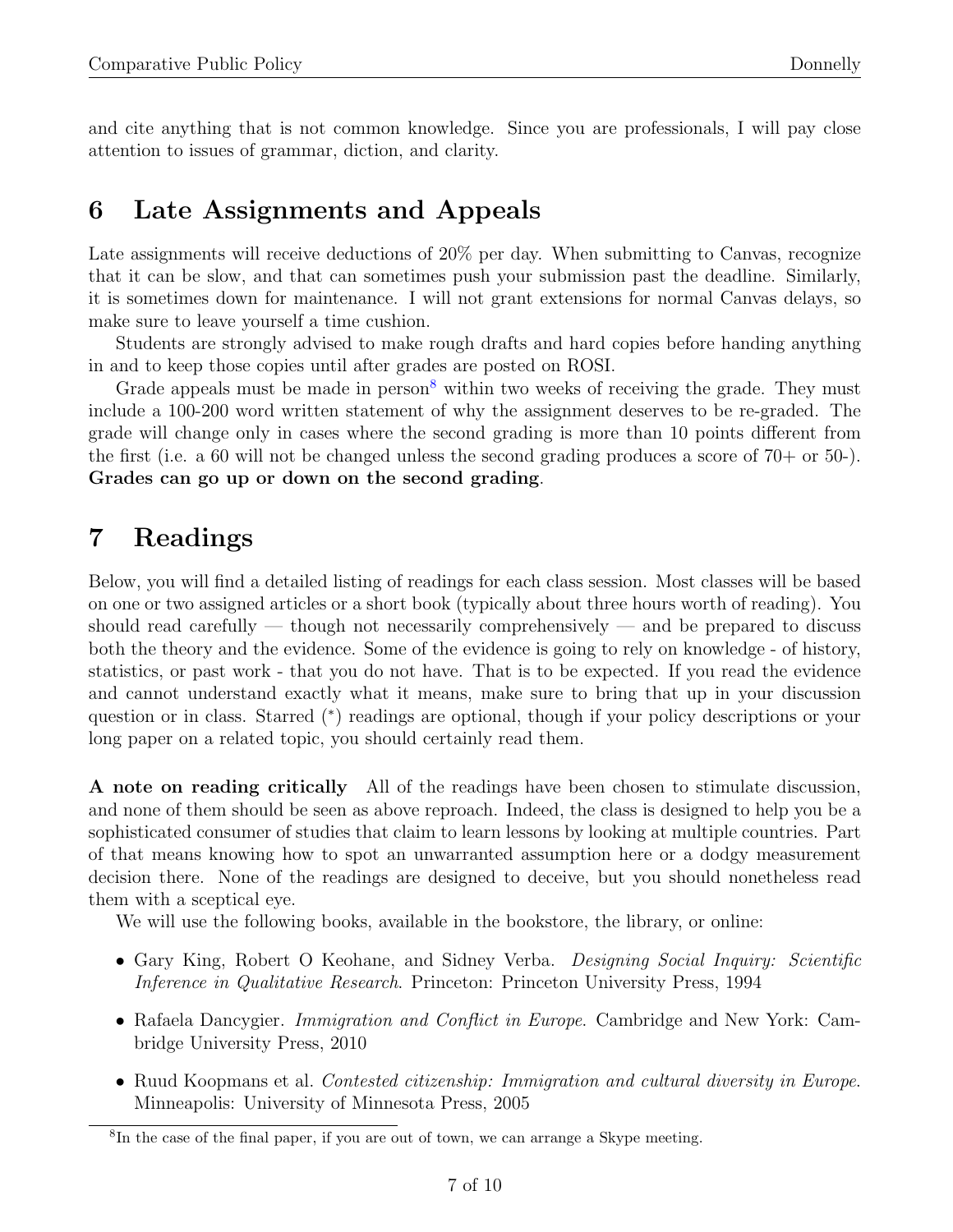and cite anything that is not common knowledge. Since you are professionals, I will pay close attention to issues of grammar, diction, and clarity.

## 6 Late Assignments and Appeals

Late assignments will receive deductions of 20% per day. When submitting to Canvas, recognize that it can be slow, and that can sometimes push your submission past the deadline. Similarly, it is sometimes down for maintenance. I will not grant extensions for normal Canvas delays, so make sure to leave yourself a time cushion.

Students are strongly advised to make rough drafts and hard copies before handing anything in and to keep those copies until after grades are posted on ROSI.

Grade appeals must be made in person[8] within two weeks of receiving the grade. They must include a 100-200 word written statement of why the assignment deserves to be re-graded. The grade will change only in cases where the second grading is more than 10 points different from the first (i.e. a 60 will not be changed unless the second grading produces a score of 70+ or 50-). **Grades can go up or down on the second grading**.

## 7 Readings

Below, you will find a detailed listing of readings for each class session. Most classes will be based on one or two assigned articles or a short book (typically about three hours worth of reading). You should read carefully — though not necessarily comprehensively — and be prepared to discuss both the theory and the evidence. Some of the evidence is going to rely on knowledge - of history, statistics, or past work - that you do not have. That is to be expected. If you read the evidence and cannot understand exactly what it means, make sure to bring that up in your discussion question or in class. Starred (*) readings are optional, though if your policy descriptions or your long paper on a related topic, you should certainly read them.

**A note on reading critically** All of the readings have been chosen to stimulate discussion, and none of them should be seen as above reproach. Indeed, the class is designed to help you be a sophisticated consumer of studies that claim to learn lessons by looking at multiple countries. Part of that means knowing how to spot an unwarranted assumption here or a dodgy measurement decision there. None of the readings are designed to deceive, but you should nonetheless read them with a sceptical eye.

We will use the following books, available in the bookstore, the library, or online:

- Gary King, Robert O Keohane, and Sidney Verba. *Designing Social Inquiry: Scientific Inference in Qualitative Research*. Princeton: Princeton University Press, 1994
- Rafaela Dancygier. *Immigration and Conflict in Europe*. Cambridge and New York: Cambridge University Press, 2010
- Ruud Koopmans et al. *Contested citizenship: Immigration and cultural diversity in Europe*. Minneapolis: University of Minnesota Press, 2005

[8] In the case of the final paper, if you are out of town, we can arrange a Skype meeting.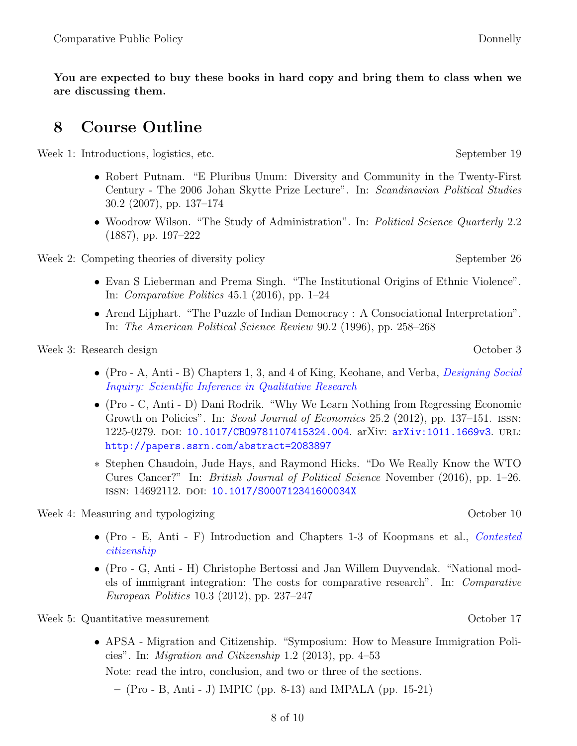**You are expected to buy these books in hard copy and bring them to class when we are discussing them.**

# 8 Course Outline

Week 1: Introductions, logistics, etc. September 19

- Robert Putnam. “E Pluribus Unum: Diversity and Community in the Twenty-First Century - The 2006 Johan Skytte Prize Lecture”. In: *Scandinavian Political Studies* 30.2 (2007), pp. 137–174
- Woodrow Wilson. “The Study of Administration”. In: *Political Science Quarterly* 2.2 (1887), pp. 197–222

Week 2: Competing theories of diversity policy September 26

- Evan S Lieberman and Prema Singh. “The Institutional Origins of Ethnic Violence”. In: *Comparative Politics* 45.1 (2016), pp. 1–24
- Arend Lijphart. “The Puzzle of Indian Democracy : A Consociational Interpretation”. In: *The American Political Science Review* 90.2 (1996), pp. 258–268

Week 3: Research design October 3

- (Pro - A, Anti - B) Chapters 1, 3, and 4 of King, Keohane, and Verba, *Designing Social Inquiry: Scientific Inference in Qualitative Research*
- (Pro - C, Anti - D) Dani Rodrik. “Why We Learn Nothing from Regressing Economic Growth on Policies”. In: *Seoul Journal of Economics* 25.2 (2012), pp. 137–151. ISSN: 1225-0279. DOI: 10.1017/CBO9781107415324.004. arXiv: arXiv:1011.1669v3. URL: http://papers.ssrn.com/abstract=2083897

∗ Stephen Chaudoin, Jude Hays, and Raymond Hicks. “Do We Really Know the WTO Cures Cancer?” In: *British Journal of Political Science* November (2016), pp. 1–26. ISSN: 14692112. DOI: 10.1017/S000712341600034X

Week 4: Measuring and typologizing October 10

- (Pro - E, Anti - F) Introduction and Chapters 1-3 of Koopmans et al., *Contested citizenship*
- (Pro - G, Anti - H) Christophe Bertossi and Jan Willem Duyvendak. “National models of immigrant integration: The costs for comparative research”. In: *Comparative European Politics* 10.3 (2012), pp. 237–247

Week 5: Quantitative measurement October 17

- APSA - Migration and Citizenship. “Symposium: How to Measure Immigration Policies”. In: *Migration and Citizenship* 1.2 (2013), pp. 4–53

  Note: read the intro, conclusion, and two or three of the sections.

  – (Pro - B, Anti - J) IMPIC (pp. 8-13) and IMPALA (pp. 15-21)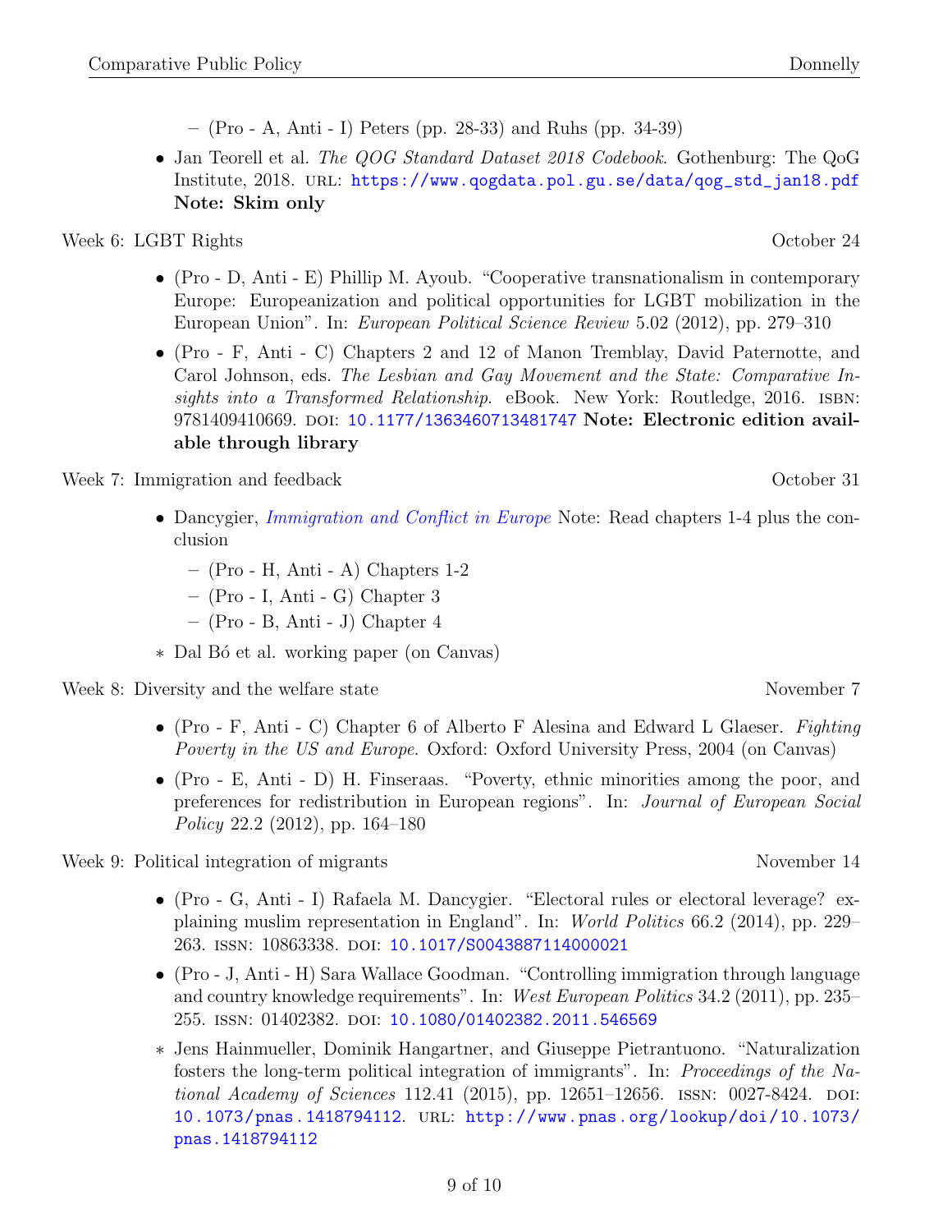- (Pro - A, Anti - I) Peters (pp. 28-33) and Ruhs (pp. 34-39)
- Jan Teorell et al. *The QOG Standard Dataset 2018 Codebook*. Gothenburg: The QoG Institute, 2018. URL: https://www.qogdata.pol.gu.se/data/qog_std_jan18.pdf **Note: Skim only**

Week 6: LGBT Rights — October 24

- (Pro - D, Anti - E) Phillip M. Ayoub. "Cooperative transnationalism in contemporary Europe: Europeanization and political opportunities for LGBT mobilization in the European Union". In: *European Political Science Review* 5.02 (2012), pp. 279–310
- (Pro - F, Anti - C) Chapters 2 and 12 of Manon Tremblay, David Paternotte, and Carol Johnson, eds. *The Lesbian and Gay Movement and the State: Comparative Insights into a Transformed Relationship*. eBook. New York: Routledge, 2016. ISBN: 9781409410669. DOI: 10.1177/1363460713481747 **Note: Electronic edition available through library**

Week 7: Immigration and feedback — October 31

- Dancygier, *Immigration and Conflict in Europe* Note: Read chapters 1-4 plus the conclusion
  - (Pro - H, Anti - A) Chapters 1-2
  - (Pro - I, Anti - G) Chapter 3
  - (Pro - B, Anti - J) Chapter 4

* Dal Bó et al. working paper (on Canvas)

Week 8: Diversity and the welfare state — November 7

- (Pro - F, Anti - C) Chapter 6 of Alberto F Alesina and Edward L Glaeser. *Fighting Poverty in the US and Europe*. Oxford: Oxford University Press, 2004 (on Canvas)
- (Pro - E, Anti - D) H. Finseraas. "Poverty, ethnic minorities among the poor, and preferences for redistribution in European regions". In: *Journal of European Social Policy* 22.2 (2012), pp. 164–180

Week 9: Political integration of migrants — November 14

- (Pro - G, Anti - I) Rafaela M. Dancygier. "Electoral rules or electoral leverage? explaining muslim representation in England". In: *World Politics* 66.2 (2014), pp. 229–263. ISSN: 10863338. DOI: 10.1017/S0043887114000021
- (Pro - J, Anti - H) Sara Wallace Goodman. "Controlling immigration through language and country knowledge requirements". In: *West European Politics* 34.2 (2011), pp. 235–255. ISSN: 01402382. DOI: 10.1080/01402382.2011.546569

* Jens Hainmueller, Dominik Hangartner, and Giuseppe Pietrantuono. "Naturalization fosters the long-term political integration of immigrants". In: *Proceedings of the National Academy of Sciences* 112.41 (2015), pp. 12651–12656. ISSN: 0027-8424. DOI: 10.1073/pnas.1418794112. URL: http://www.pnas.org/lookup/doi/10.1073/pnas.1418794112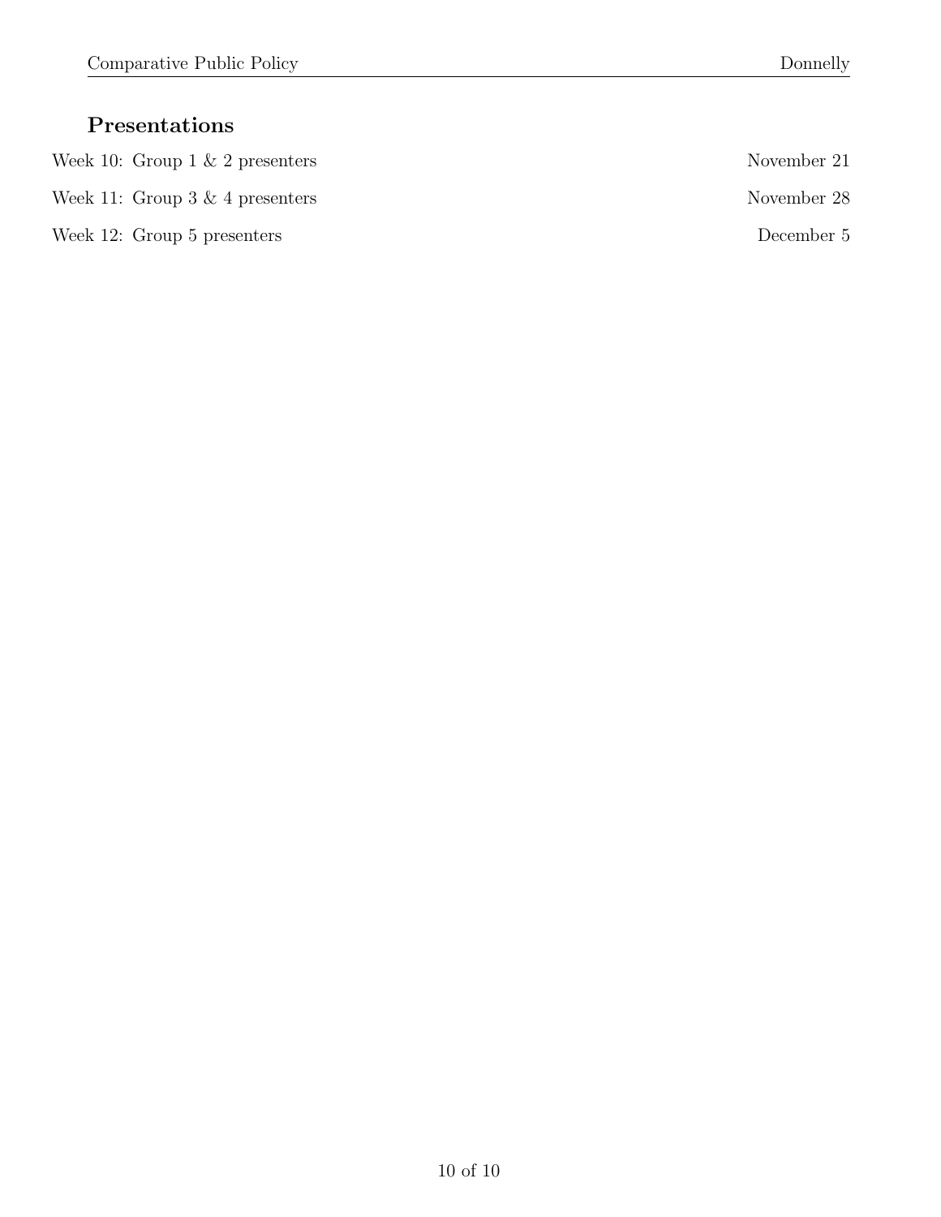## Presentations

Week 10: Group 1 & 2 presenters — November 21

Week 11: Group 3 & 4 presenters — November 28

Week 12: Group 5 presenters — December 5